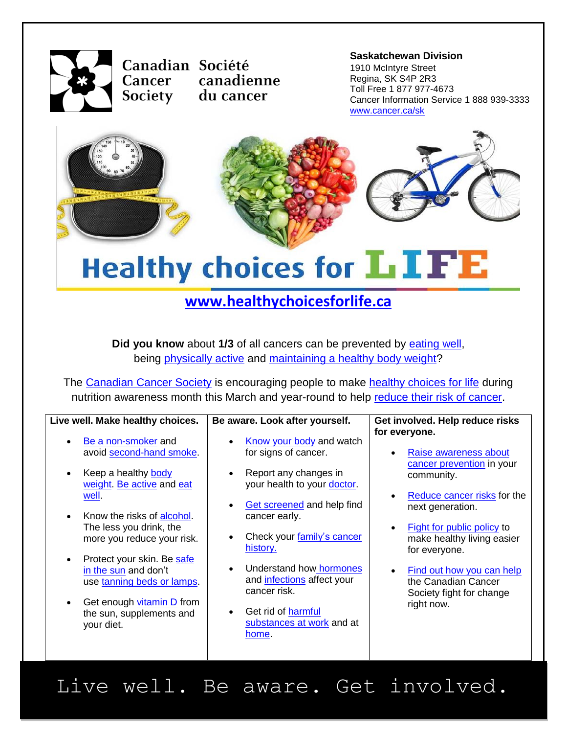Canadian Cancer Society / Société canadienne du cancer

**Saskatchewan Division**
1910 McIntyre Street
Regina, SK S4P 2R3
Toll Free 1 877 977-4673
Cancer Information Service 1 888 939-3333
www.cancer.ca/sk

# Healthy choices for LIFE

**www.healthychoicesforlife.ca**

**Did you know** about **1/3** of all cancers can be prevented by eating well, being physically active and maintaining a healthy body weight?

The Canadian Cancer Society is encouraging people to make healthy choices for life during nutrition awareness month this March and year-round to help reduce their risk of cancer.

| Live well. Make healthy choices. | Be aware. Look after yourself. | Get involved. Help reduce risks for everyone. |
|---|---|---|
| • Be a non-smoker and avoid second-hand smoke.<br>• Keep a healthy body weight. Be active and eat well.<br>• Know the risks of alcohol. The less you drink, the more you reduce your risk.<br>• Protect your skin. Be safe in the sun and don't use tanning beds or lamps.<br>• Get enough vitamin D from the sun, supplements and your diet. | • Know your body and watch for signs of cancer.<br>• Report any changes in your health to your doctor.<br>• Get screened and help find cancer early.<br>• Check your family's cancer history.<br>• Understand how hormones and infections affect your cancer risk.<br>• Get rid of harmful substances at work and at home. | • Raise awareness about cancer prevention in your community.<br>• Reduce cancer risks for the next generation.<br>• Fight for public policy to make healthy living easier for everyone.<br>• Find out how you can help the Canadian Cancer Society fight for change right now. |

Live well. Be aware. Get involved.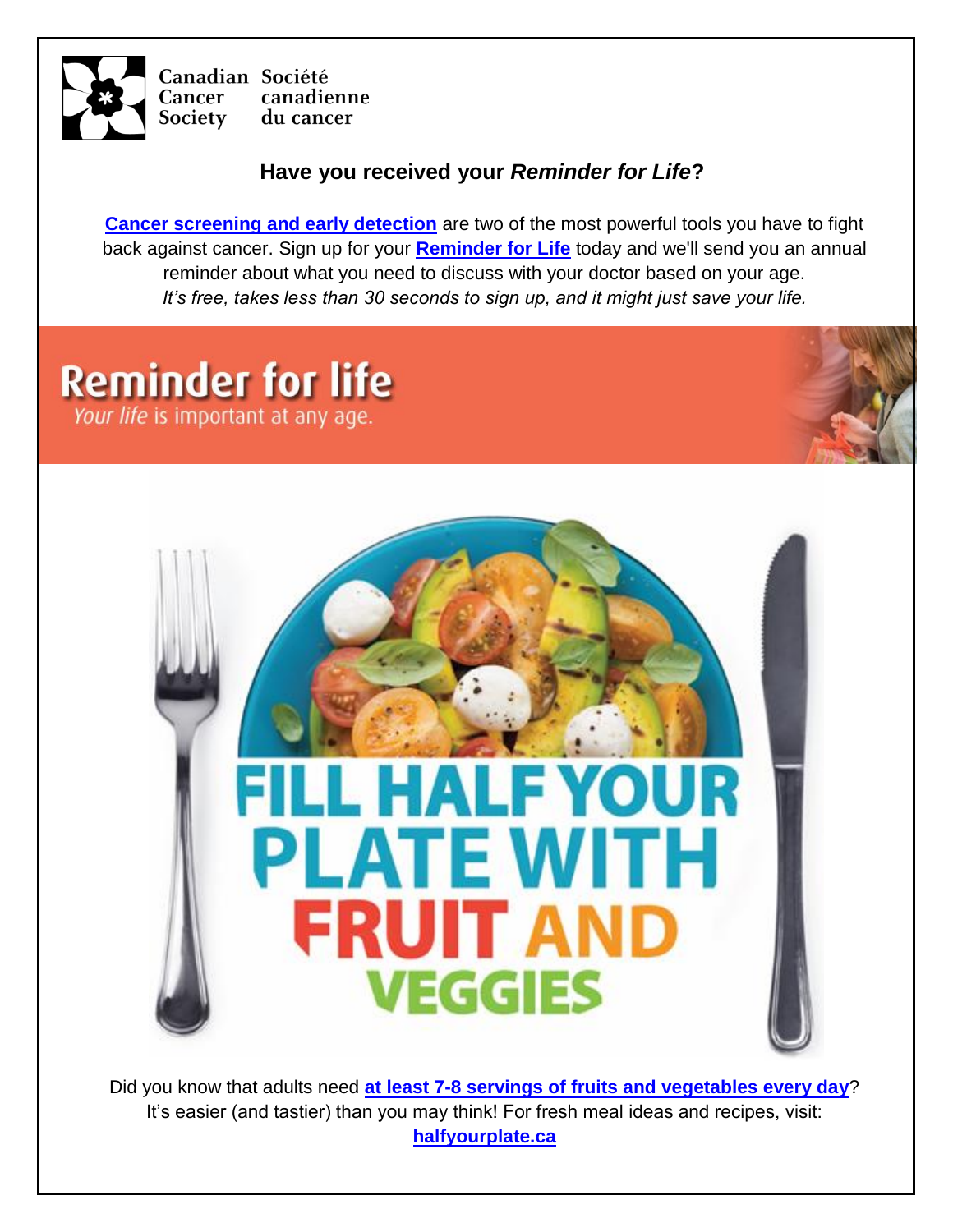Canadian Cancer Society | Société canadienne du cancer

## Have you received your *Reminder for Life*?

**Cancer screening and early detection** are two of the most powerful tools you have to fight back against cancer. Sign up for your **Reminder for Life** today and we'll send you an annual reminder about what you need to discuss with your doctor based on your age.
*It's free, takes less than 30 seconds to sign up, and it might just save your life.*

# Reminder for life

*Your life* is important at any age.

# FILL HALF YOUR PLATE WITH FRUIT AND VEGGIES

Did you know that adults need **at least 7-8 servings of fruits and vegetables every day**? It's easier (and tastier) than you may think! For fresh meal ideas and recipes, visit: **halfyourplate.ca**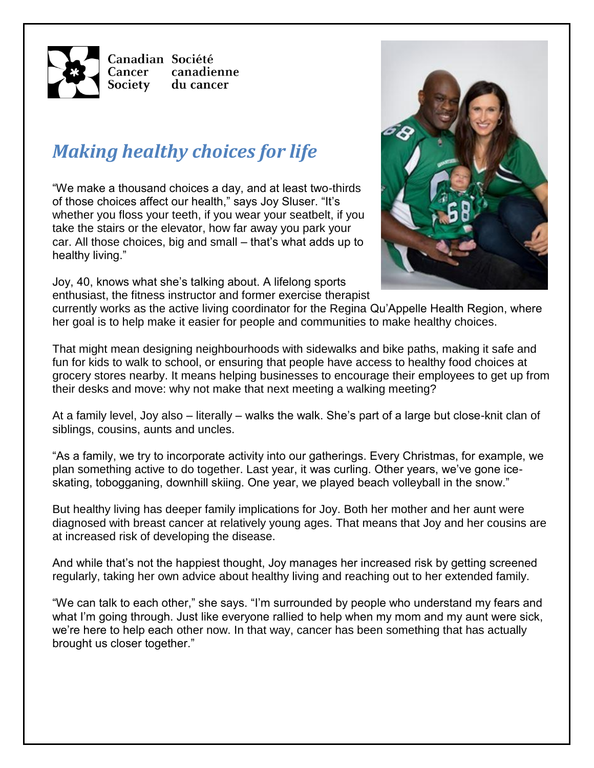Canadian Cancer Society | Société canadienne du cancer

# *Making healthy choices for life*

"We make a thousand choices a day, and at least two-thirds of those choices affect our health," says Joy Sluser. "It's whether you floss your teeth, if you wear your seatbelt, if you take the stairs or the elevator, how far away you park your car. All those choices, big and small – that's what adds up to healthy living."

Joy, 40, knows what she's talking about. A lifelong sports enthusiast, the fitness instructor and former exercise therapist currently works as the active living coordinator for the Regina Qu'Appelle Health Region, where her goal is to help make it easier for people and communities to make healthy choices.

That might mean designing neighbourhoods with sidewalks and bike paths, making it safe and fun for kids to walk to school, or ensuring that people have access to healthy food choices at grocery stores nearby. It means helping businesses to encourage their employees to get up from their desks and move: why not make that next meeting a walking meeting?

At a family level, Joy also – literally – walks the walk. She's part of a large but close-knit clan of siblings, cousins, aunts and uncles.

"As a family, we try to incorporate activity into our gatherings. Every Christmas, for example, we plan something active to do together. Last year, it was curling. Other years, we've gone ice-skating, tobogganing, downhill skiing. One year, we played beach volleyball in the snow."

But healthy living has deeper family implications for Joy. Both her mother and her aunt were diagnosed with breast cancer at relatively young ages. That means that Joy and her cousins are at increased risk of developing the disease.

And while that's not the happiest thought, Joy manages her increased risk by getting screened regularly, taking her own advice about healthy living and reaching out to her extended family.

"We can talk to each other," she says. "I'm surrounded by people who understand my fears and what I'm going through. Just like everyone rallied to help when my mom and my aunt were sick, we're here to help each other now. In that way, cancer has been something that has actually brought us closer together."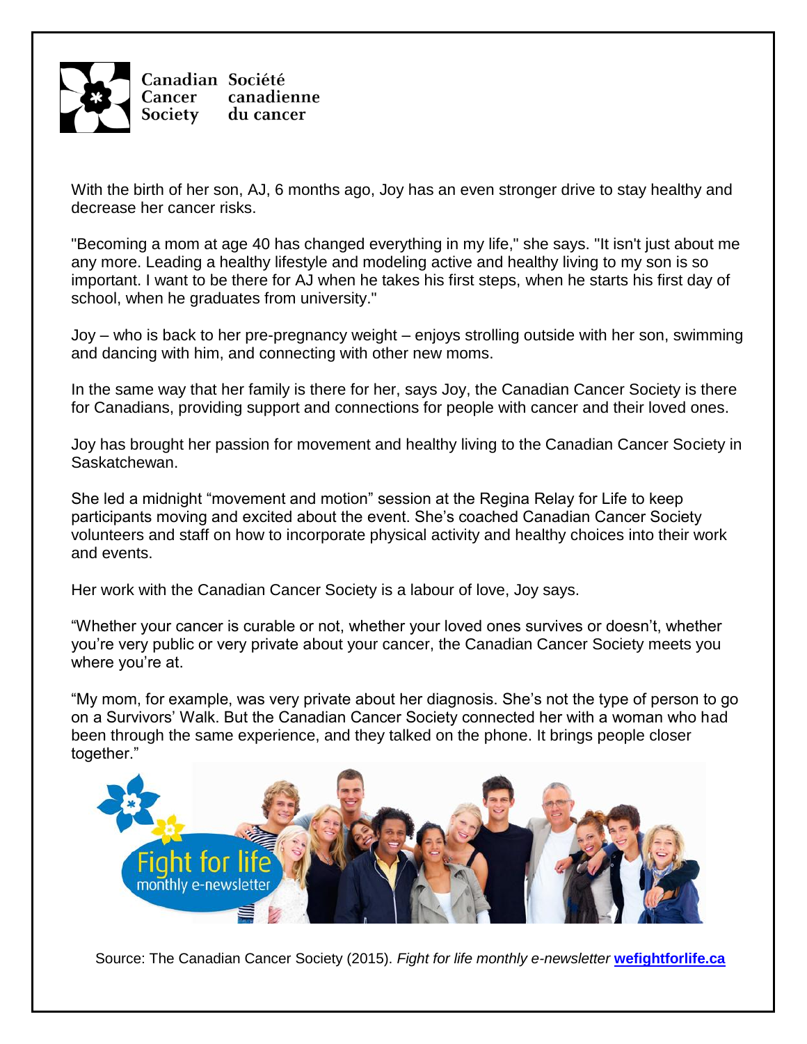Canadian Cancer Society | Société canadienne du cancer

With the birth of her son, AJ, 6 months ago, Joy has an even stronger drive to stay healthy and decrease her cancer risks.

"Becoming a mom at age 40 has changed everything in my life," she says. "It isn't just about me any more. Leading a healthy lifestyle and modeling active and healthy living to my son is so important. I want to be there for AJ when he takes his first steps, when he starts his first day of school, when he graduates from university."

Joy – who is back to her pre-pregnancy weight – enjoys strolling outside with her son, swimming and dancing with him, and connecting with other new moms.

In the same way that her family is there for her, says Joy, the Canadian Cancer Society is there for Canadians, providing support and connections for people with cancer and their loved ones.

Joy has brought her passion for movement and healthy living to the Canadian Cancer Society in Saskatchewan.

She led a midnight "movement and motion" session at the Regina Relay for Life to keep participants moving and excited about the event. She's coached Canadian Cancer Society volunteers and staff on how to incorporate physical activity and healthy choices into their work and events.

Her work with the Canadian Cancer Society is a labour of love, Joy says.

"Whether your cancer is curable or not, whether your loved ones survives or doesn't, whether you're very public or very private about your cancer, the Canadian Cancer Society meets you where you're at.

"My mom, for example, was very private about her diagnosis. She's not the type of person to go on a Survivors' Walk. But the Canadian Cancer Society connected her with a woman who had been through the same experience, and they talked on the phone. It brings people closer together."

Fight for life monthly e-newsletter

Source: The Canadian Cancer Society (2015). *Fight for life monthly e-newsletter* **wefightforlife.ca**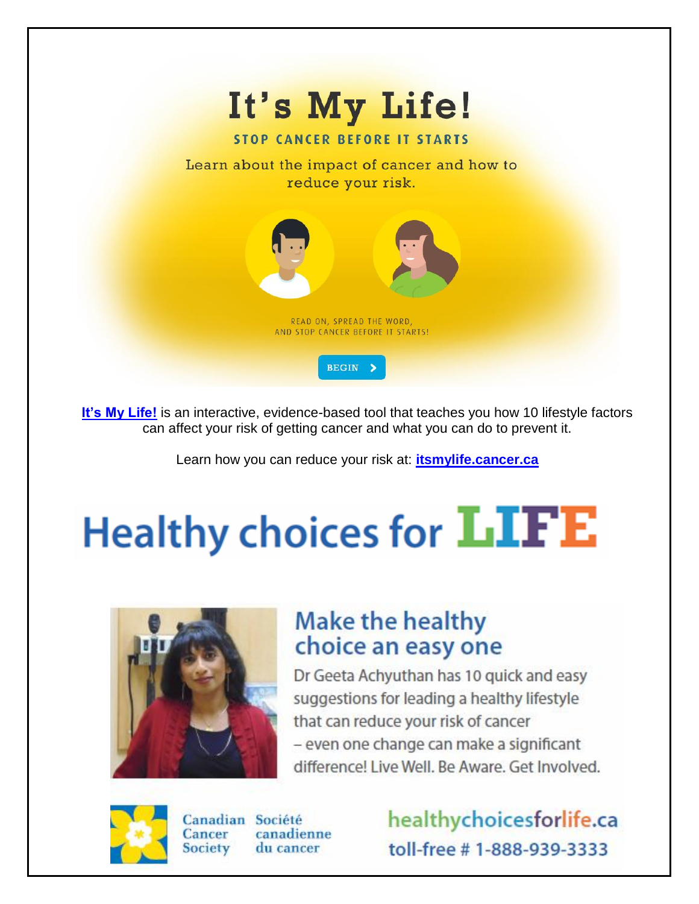# It's My Life!

**STOP CANCER BEFORE IT STARTS**

Learn about the impact of cancer and how to reduce your risk.

READ ON, SPREAD THE WORD, AND STOP CANCER BEFORE IT STARTS!

BEGIN

**It's My Life!** is an interactive, evidence-based tool that teaches you how 10 lifestyle factors can affect your risk of getting cancer and what you can do to prevent it.

Learn how you can reduce your risk at: **itsmylife.cancer.ca**

# Healthy choices for LIFE

## Make the healthy choice an easy one

Dr Geeta Achyuthan has 10 quick and easy suggestions for leading a healthy lifestyle that can reduce your risk of cancer – even one change can make a significant difference! Live Well. Be Aware. Get Involved.

Canadian Cancer Society | Société canadienne du cancer

healthychoicesforlife.ca

toll-free # 1-888-939-3333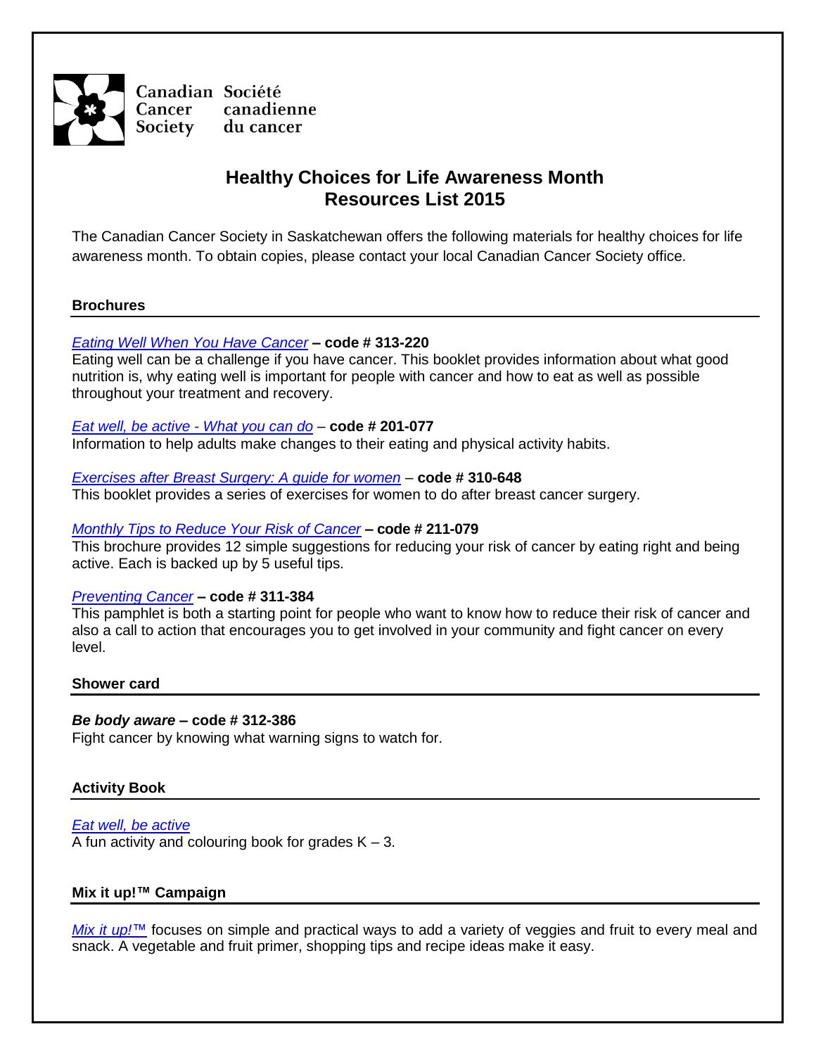Canadian Cancer Society | Société canadienne du cancer

# Healthy Choices for Life Awareness Month
# Resources List 2015

The Canadian Cancer Society in Saskatchewan offers the following materials for healthy choices for life awareness month. To obtain copies, please contact your local Canadian Cancer Society office.

## Brochures

*Eating Well When You Have Cancer* **– code # 313-220**
Eating well can be a challenge if you have cancer. This booklet provides information about what good nutrition is, why eating well is important for people with cancer and how to eat as well as possible throughout your treatment and recovery.

*Eat well, be active - What you can do* – **code # 201-077**
Information to help adults make changes to their eating and physical activity habits.

*Exercises after Breast Surgery: A guide for women* – **code # 310-648**
This booklet provides a series of exercises for women to do after breast cancer surgery.

*Monthly Tips to Reduce Your Risk of Cancer* **– code # 211-079**
This brochure provides 12 simple suggestions for reducing your risk of cancer by eating right and being active. Each is backed up by 5 useful tips.

*Preventing Cancer* **– code # 311-384**
This pamphlet is both a starting point for people who want to know how to reduce their risk of cancer and also a call to action that encourages you to get involved in your community and fight cancer on every level.

## Shower card

***Be body aware* – code # 312-386**
Fight cancer by knowing what warning signs to watch for.

## Activity Book

*Eat well, be active*
A fun activity and colouring book for grades K – 3.

## Mix it up!™ Campaign

*Mix it up!™* focuses on simple and practical ways to add a variety of veggies and fruit to every meal and snack. A vegetable and fruit primer, shopping tips and recipe ideas make it easy.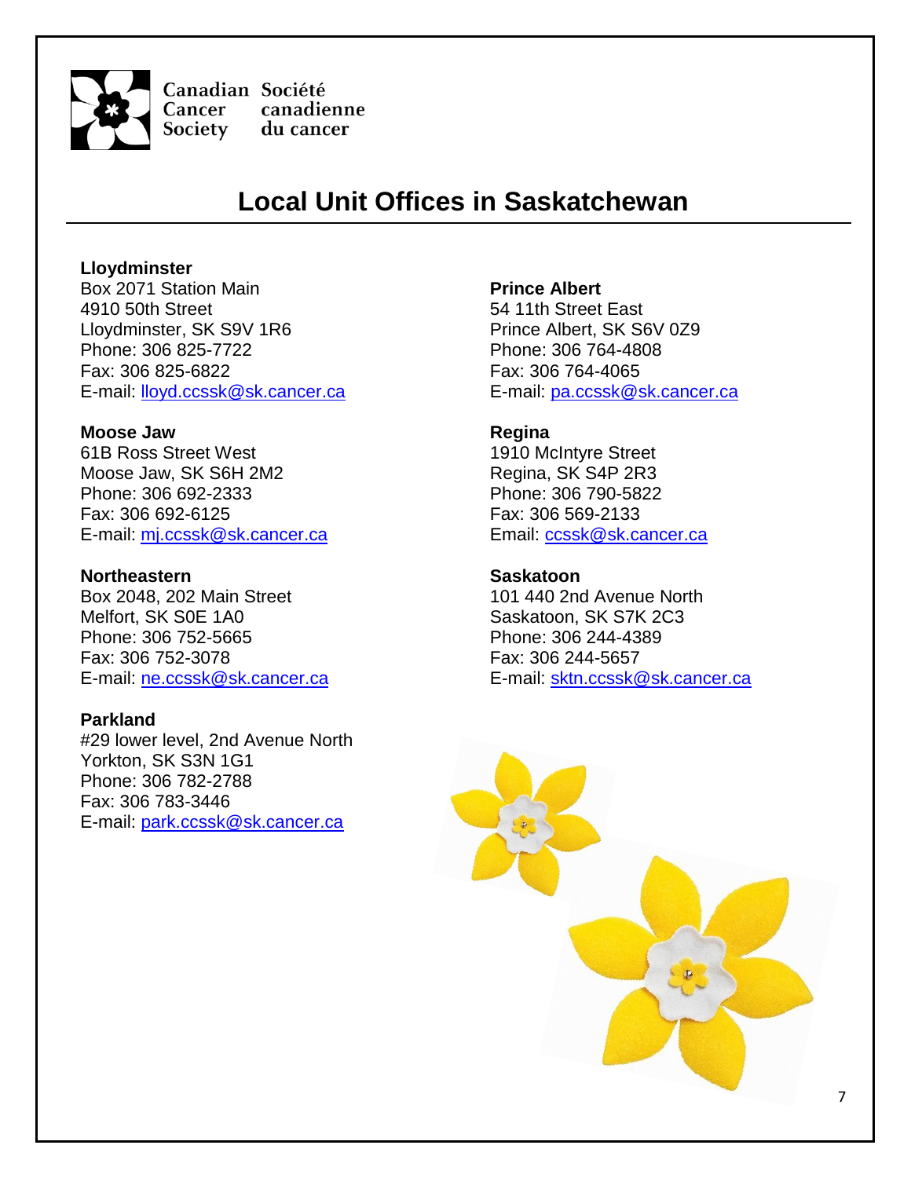Canadian Cancer Society
Société canadienne du cancer

# Local Unit Offices in Saskatchewan

**Lloydminster**
Box 2071 Station Main
4910 50th Street
Lloydminster, SK S9V 1R6
Phone: 306 825-7722
Fax: 306 825-6822
E-mail: lloyd.ccssk@sk.cancer.ca

**Moose Jaw**
61B Ross Street West
Moose Jaw, SK S6H 2M2
Phone: 306 692-2333
Fax: 306 692-6125
E-mail: mj.ccssk@sk.cancer.ca

**Northeastern**
Box 2048, 202 Main Street
Melfort, SK S0E 1A0
Phone: 306 752-5665
Fax: 306 752-3078
E-mail: ne.ccssk@sk.cancer.ca

**Parkland**
#29 lower level, 2nd Avenue North
Yorkton, SK S3N 1G1
Phone: 306 782-2788
Fax: 306 783-3446
E-mail: park.ccssk@sk.cancer.ca

**Prince Albert**
54 11th Street East
Prince Albert, SK S6V 0Z9
Phone: 306 764-4808
Fax: 306 764-4065
E-mail: pa.ccssk@sk.cancer.ca

**Regina**
1910 McIntyre Street
Regina, SK S4P 2R3
Phone: 306 790-5822
Fax: 306 569-2133
Email: ccssk@sk.cancer.ca

**Saskatoon**
101 440 2nd Avenue North
Saskatoon, SK S7K 2C3
Phone: 306 244-4389
Fax: 306 244-5657
E-mail: sktn.ccssk@sk.cancer.ca